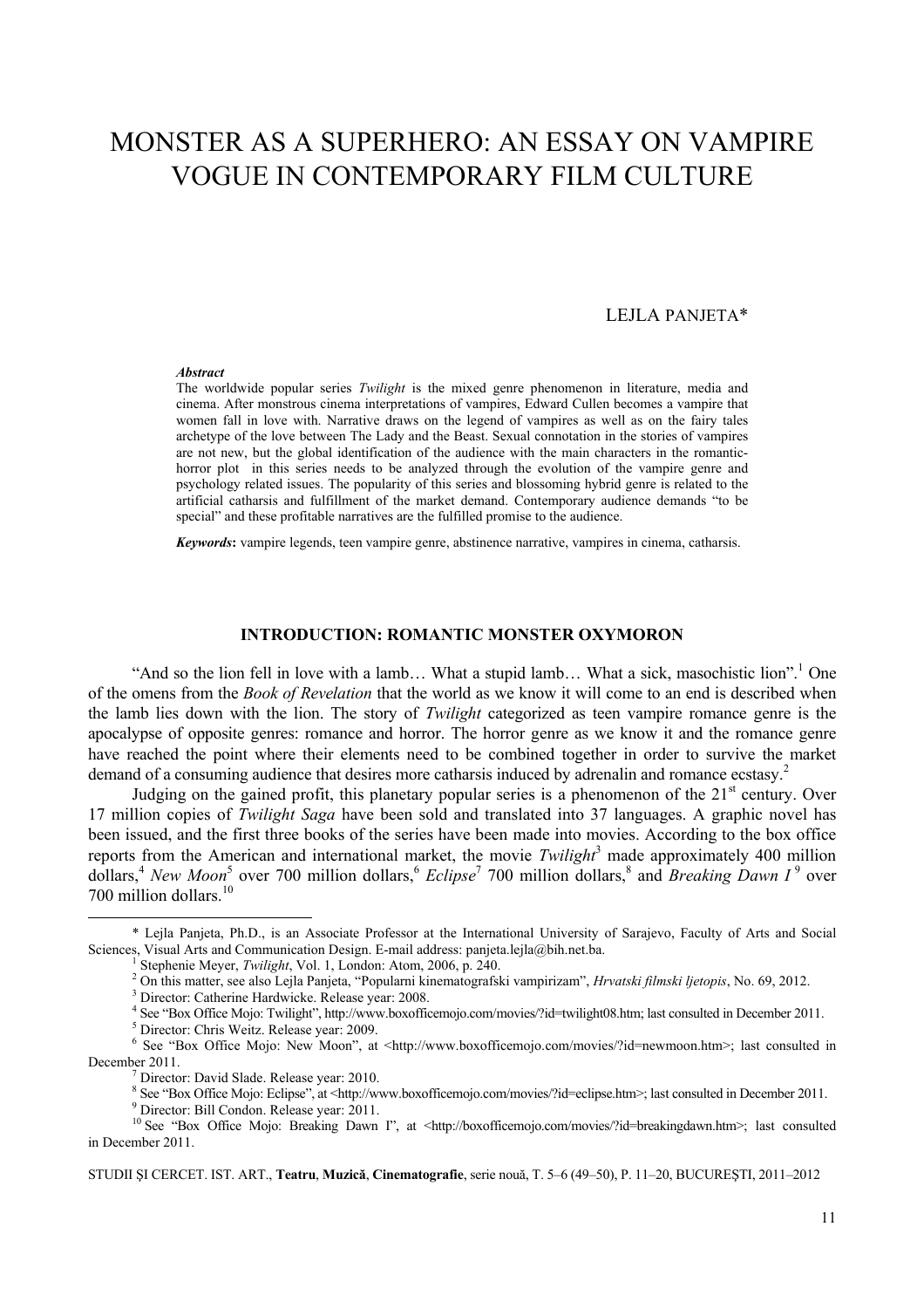# MONSTER AS A SUPERHERO: AN ESSAY ON VAMPIRE VOGUE IN CONTEMPORARY FILM CULTURE

LEJLA PANJETA*

***Abstract***

The worldwide popular series *Twilight* is the mixed genre phenomenon in literature, media and cinema. After monstrous cinema interpretations of vampires, Edward Cullen becomes a vampire that women fall in love with. Narrative draws on the legend of vampires as well as on the fairy tales archetype of the love between The Lady and the Beast. Sexual connotation in the stories of vampires are not new, but the global identification of the audience with the main characters in the romantic-horror plot in this series needs to be analyzed through the evolution of the vampire genre and psychology related issues. The popularity of this series and blossoming hybrid genre is related to the artificial catharsis and fulfillment of the market demand. Contemporary audience demands "to be special" and these profitable narratives are the fulfilled promise to the audience.

***Keywords*:** vampire legends, teen vampire genre, abstinence narrative, vampires in cinema, catharsis.

## INTRODUCTION: ROMANTIC MONSTER OXYMORON

"And so the lion fell in love with a lamb… What a stupid lamb… What a sick, masochistic lion".[1] One of the omens from the *Book of Revelation* that the world as we know it will come to an end is described when the lamb lies down with the lion. The story of *Twilight* categorized as teen vampire romance genre is the apocalypse of opposite genres: romance and horror. The horror genre as we know it and the romance genre have reached the point where their elements need to be combined together in order to survive the market demand of a consuming audience that desires more catharsis induced by adrenalin and romance ecstasy.[2]

Judging on the gained profit, this planetary popular series is a phenomenon of the 21st century. Over 17 million copies of *Twilight Saga* have been sold and translated into 37 languages. A graphic novel has been issued, and the first three books of the series have been made into movies. According to the box office reports from the American and international market, the movie *Twilight*[3] made approximately 400 million dollars,[4] *New Moon*[5] over 700 million dollars,[6] *Eclipse*[7] 700 million dollars,[8] and *Breaking Dawn I*[9] over 700 million dollars.[10]

---

\* Lejla Panjeta, Ph.D., is an Associate Professor at the International University of Sarajevo, Faculty of Arts and Social Sciences, Visual Arts and Communication Design. E-mail address: panjeta.lejla@bih.net.ba.

[1] Stephenie Meyer, *Twilight*, Vol. 1, London: Atom, 2006, p. 240.

[2] On this matter, see also Lejla Panjeta, "Popularni kinematografski vampirizam", *Hrvatski filmski ljetopis*, No. 69, 2012.

[3] Director: Catherine Hardwicke. Release year: 2008.

[4] See "Box Office Mojo: Twilight", http://www.boxofficemojo.com/movies/?id=twilight08.htm; last consulted in December 2011.

[5] Director: Chris Weitz. Release year: 2009.

[6] See "Box Office Mojo: New Moon", at <http://www.boxofficemojo.com/movies/?id=newmoon.htm>; last consulted in December 2011.

[7] Director: David Slade. Release year: 2010.

[8] See "Box Office Mojo: Eclipse", at <http://www.boxofficemojo.com/movies/?id=eclipse.htm>; last consulted in December 2011.

[9] Director: Bill Condon. Release year: 2011.

[10] See "Box Office Mojo: Breaking Dawn I", at <http://boxofficemojo.com/movies/?id=breakingdawn.htm>; last consulted in December 2011.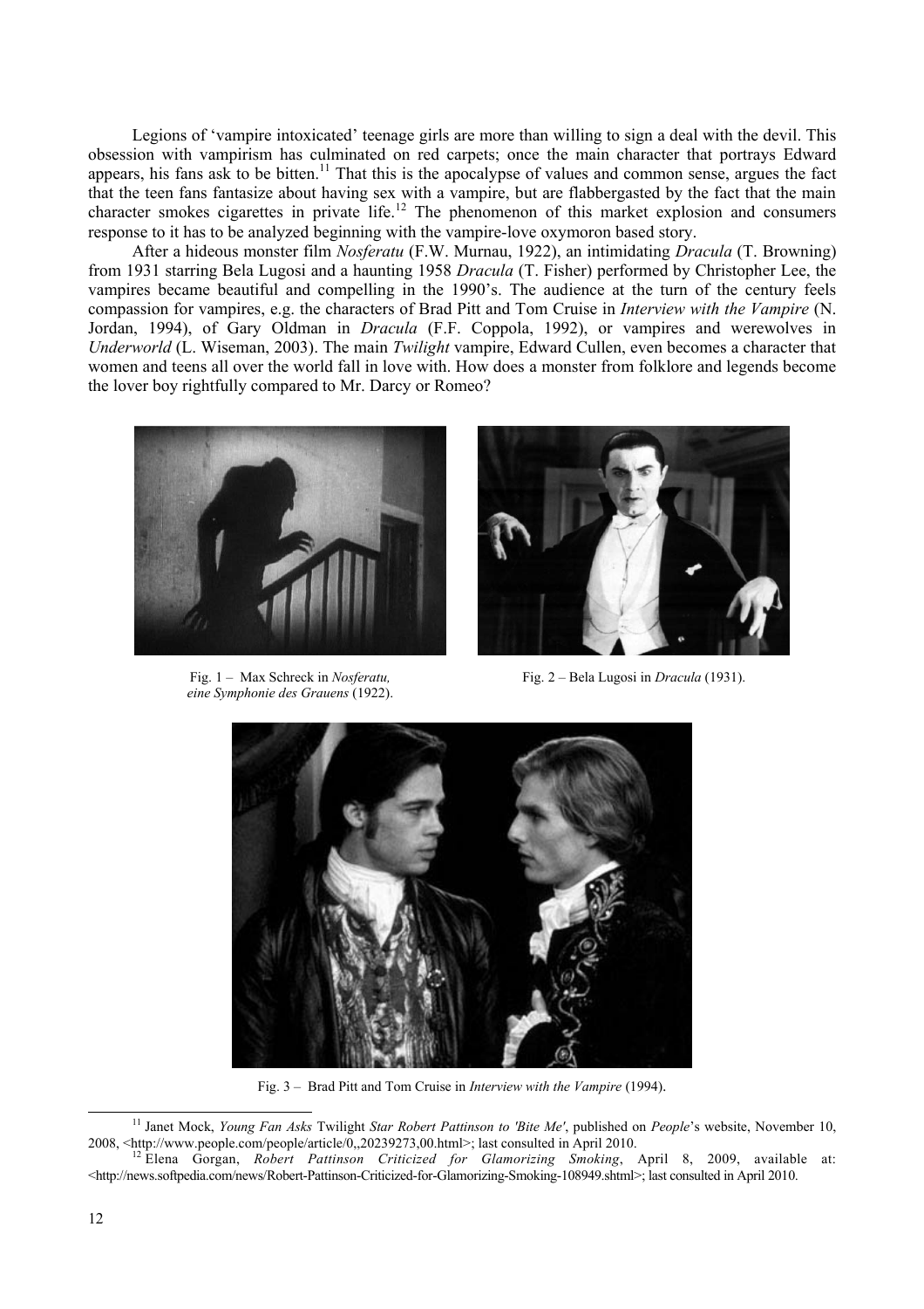Legions of 'vampire intoxicated' teenage girls are more than willing to sign a deal with the devil. This obsession with vampirism has culminated on red carpets; once the main character that portrays Edward appears, his fans ask to be bitten.[11] That this is the apocalypse of values and common sense, argues the fact that the teen fans fantasize about having sex with a vampire, but are flabbergasted by the fact that the main character smokes cigarettes in private life.[12] The phenomenon of this market explosion and consumers response to it has to be analyzed beginning with the vampire-love oxymoron based story.

After a hideous monster film *Nosferatu* (F.W. Murnau, 1922), an intimidating *Dracula* (T. Browning) from 1931 starring Bela Lugosi and a haunting 1958 *Dracula* (T. Fisher) performed by Christopher Lee, the vampires became beautiful and compelling in the 1990's. The audience at the turn of the century feels compassion for vampires, e.g. the characters of Brad Pitt and Tom Cruise in *Interview with the Vampire* (N. Jordan, 1994), of Gary Oldman in *Dracula* (F.F. Coppola, 1992), or vampires and werewolves in *Underworld* (L. Wiseman, 2003). The main *Twilight* vampire, Edward Cullen, even becomes a character that women and teens all over the world fall in love with. How does a monster from folklore and legends become the lover boy rightfully compared to Mr. Darcy or Romeo?

Fig. 1 – Max Schreck in *Nosferatu, eine Symphonie des Grauens* (1922).

Fig. 2 – Bela Lugosi in *Dracula* (1931).

Fig. 3 – Brad Pitt and Tom Cruise in *Interview with the Vampire* (1994).

---

[11] Janet Mock, *Young Fan Asks* Twilight *Star Robert Pattinson to 'Bite Me'*, published on *People*'s website, November 10, 2008, <http://www.people.com/people/article/0,,20239273,00.html>; last consulted in April 2010.

[12] Elena Gorgan, *Robert Pattinson Criticized for Glamorizing Smoking*, April 8, 2009, available at: <http://news.softpedia.com/news/Robert-Pattinson-Criticized-for-Glamorizing-Smoking-108949.shtml>; last consulted in April 2010.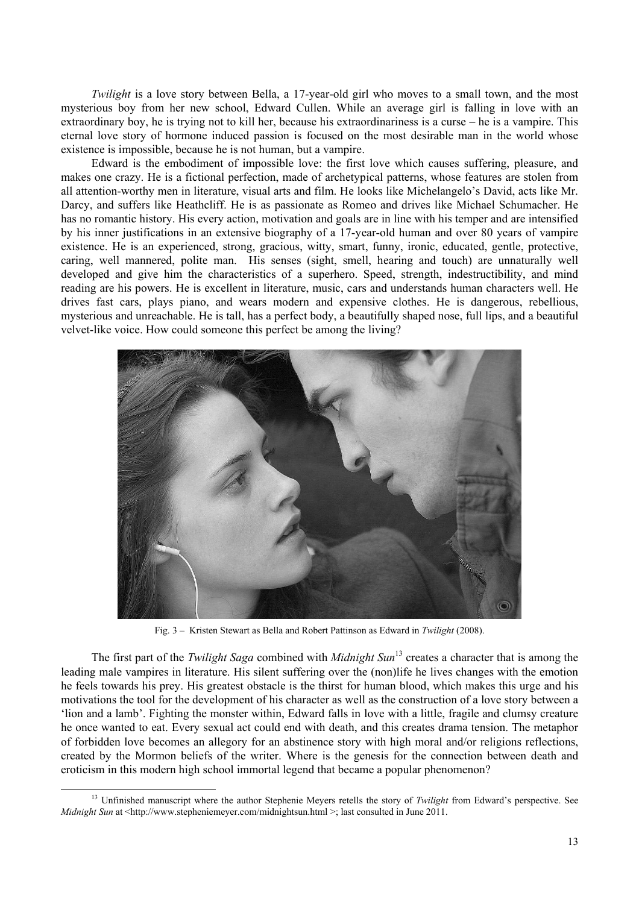*Twilight* is a love story between Bella, a 17-year-old girl who moves to a small town, and the most mysterious boy from her new school, Edward Cullen. While an average girl is falling in love with an extraordinary boy, he is trying not to kill her, because his extraordinariness is a curse – he is a vampire. This eternal love story of hormone induced passion is focused on the most desirable man in the world whose existence is impossible, because he is not human, but a vampire.

Edward is the embodiment of impossible love: the first love which causes suffering, pleasure, and makes one crazy. He is a fictional perfection, made of archetypical patterns, whose features are stolen from all attention-worthy men in literature, visual arts and film. He looks like Michelangelo's David, acts like Mr. Darcy, and suffers like Heathcliff. He is as passionate as Romeo and drives like Michael Schumacher. He has no romantic history. His every action, motivation and goals are in line with his temper and are intensified by his inner justifications in an extensive biography of a 17-year-old human and over 80 years of vampire existence. He is an experienced, strong, gracious, witty, smart, funny, ironic, educated, gentle, protective, caring, well mannered, polite man. His senses (sight, smell, hearing and touch) are unnaturally well developed and give him the characteristics of a superhero. Speed, strength, indestructibility, and mind reading are his powers. He is excellent in literature, music, cars and understands human characters well. He drives fast cars, plays piano, and wears modern and expensive clothes. He is dangerous, rebellious, mysterious and unreachable. He is tall, has a perfect body, a beautifully shaped nose, full lips, and a beautiful velvet-like voice. How could someone this perfect be among the living?

Fig. 3 – Kristen Stewart as Bella and Robert Pattinson as Edward in *Twilight* (2008).

The first part of the *Twilight Saga* combined with *Midnight Sun*[13] creates a character that is among the leading male vampires in literature. His silent suffering over the (non)life he lives changes with the emotion he feels towards his prey. His greatest obstacle is the thirst for human blood, which makes this urge and his motivations the tool for the development of his character as well as the construction of a love story between a 'lion and a lamb'. Fighting the monster within, Edward falls in love with a little, fragile and clumsy creature he once wanted to eat. Every sexual act could end with death, and this creates drama tension. The metaphor of forbidden love becomes an allegory for an abstinence story with high moral and/or religions reflections, created by the Mormon beliefs of the writer. Where is the genesis for the connection between death and eroticism in this modern high school immortal legend that became a popular phenomenon?

[13] Unfinished manuscript where the author Stephenie Meyers retells the story of *Twilight* from Edward's perspective. See *Midnight Sun* at <http://www.stepheniemeyer.com/midnightsun.html >; last consulted in June 2011.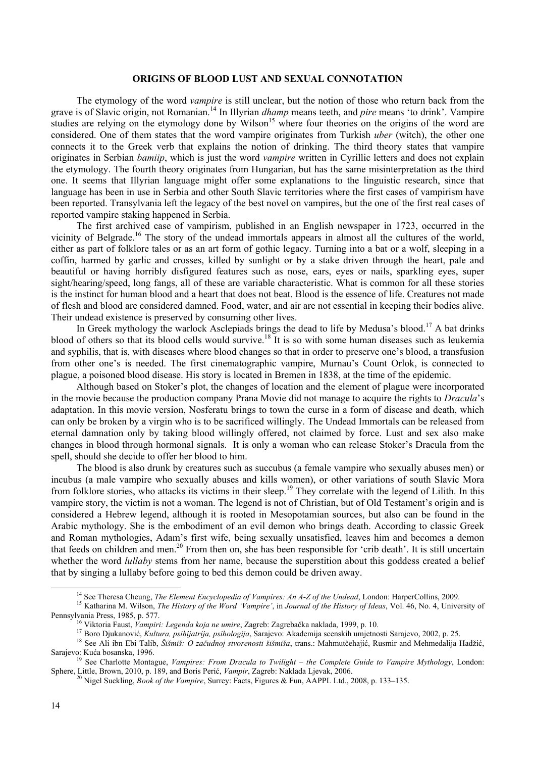## ORIGINS OF BLOOD LUST AND SEXUAL CONNOTATION

The etymology of the word *vampire* is still unclear, but the notion of those who return back from the grave is of Slavic origin, not Romanian.[14] In Illyrian *dhamp* means teeth, and *pire* means 'to drink'. Vampire studies are relying on the etymology done by Wilson[15] where four theories on the origins of the word are considered. One of them states that the word vampire originates from Turkish *uber* (witch), the other one connects it to the Greek verb that explains the notion of drinking. The third theory states that vampire originates in Serbian *bamiip*, which is just the word *vampire* written in Cyrillic letters and does not explain the etymology. The fourth theory originates from Hungarian, but has the same misinterpretation as the third one. It seems that Illyrian language might offer some explanations to the linguistic research, since that language has been in use in Serbia and other South Slavic territories where the first cases of vampirism have been reported. Transylvania left the legacy of the best novel on vampires, but the one of the first real cases of reported vampire staking happened in Serbia.

The first archived case of vampirism, published in an English newspaper in 1723, occurred in the vicinity of Belgrade.[16] The story of the undead immortals appears in almost all the cultures of the world, either as part of folklore tales or as an art form of gothic legacy. Turning into a bat or a wolf, sleeping in a coffin, harmed by garlic and crosses, killed by sunlight or by a stake driven through the heart, pale and beautiful or having horribly disfigured features such as nose, ears, eyes or nails, sparkling eyes, super sight/hearing/speed, long fangs, all of these are variable characteristic. What is common for all these stories is the instinct for human blood and a heart that does not beat. Blood is the essence of life. Creatures not made of flesh and blood are considered damned. Food, water, and air are not essential in keeping their bodies alive. Their undead existence is preserved by consuming other lives.

In Greek mythology the warlock Asclepiads brings the dead to life by Medusa's blood.[17] A bat drinks blood of others so that its blood cells would survive.[18] It is so with some human diseases such as leukemia and syphilis, that is, with diseases where blood changes so that in order to preserve one's blood, a transfusion from other one's is needed. The first cinematographic vampire, Murnau's Count Orlok, is connected to plague, a poisoned blood disease. His story is located in Bremen in 1838, at the time of the epidemic.

Although based on Stoker's plot, the changes of location and the element of plague were incorporated in the movie because the production company Prana Movie did not manage to acquire the rights to *Dracula*'s adaptation. In this movie version, Nosferatu brings to town the curse in a form of disease and death, which can only be broken by a virgin who is to be sacrificed willingly. The Undead Immortals can be released from eternal damnation only by taking blood willingly offered, not claimed by force. Lust and sex also make changes in blood through hormonal signals. It is only a woman who can release Stoker's Dracula from the spell, should she decide to offer her blood to him.

The blood is also drunk by creatures such as succubus (a female vampire who sexually abuses men) or incubus (a male vampire who sexually abuses and kills women), or other variations of south Slavic Mora from folklore stories, who attacks its victims in their sleep.[19] They correlate with the legend of Lilith. In this vampire story, the victim is not a woman. The legend is not of Christian, but of Old Testament's origin and is considered a Hebrew legend, although it is rooted in Mesopotamian sources, but also can be found in the Arabic mythology. She is the embodiment of an evil demon who brings death. According to classic Greek and Roman mythologies, Adam's first wife, being sexually unsatisfied, leaves him and becomes a demon that feeds on children and men.[20] From then on, she has been responsible for 'crib death'. It is still uncertain whether the word *lullaby* stems from her name, because the superstition about this goddess created a belief that by singing a lullaby before going to bed this demon could be driven away.

---

[14] See Theresa Cheung, *The Element Encyclopedia of Vampires: An A-Z of the Undead*, London: HarperCollins, 2009.

[15] Katharina M. Wilson, *The History of the Word 'Vampire'*, in *Journal of the History of Ideas*, Vol. 46, No. 4, University of Pennsylvania Press, 1985, p. 577.

[16] Viktoria Faust, *Vampiri: Legenda koja ne umire*, Zagreb: Zagrebačka naklada, 1999, p. 10.

[17] Boro Djukanović, *Kultura, psihijatrija, psihologija*, Sarajevo: Akademija scenskih umjetnosti Sarajevo, 2002, p. 25.

[18] See Ali ibn Ebi Talib, *Šišmiš: O začudnoj stvorenosti šišmiša*, trans.: Mahmutćehajić, Rusmir and Mehmedalija Hadžić, Sarajevo: Kuća bosanska, 1996.

[19] See Charlotte Montague, *Vampires: From Dracula to Twilight – the Complete Guide to Vampire Mythology*, London: Sphere, Little, Brown, 2010, p. 189, and Boris Perić, *Vampir*, Zagreb: Naklada Ljevak, 2006.

[20] Nigel Suckling, *Book of the Vampire*, Surrey: Facts, Figures & Fun, AAPPL Ltd., 2008, p. 133–135.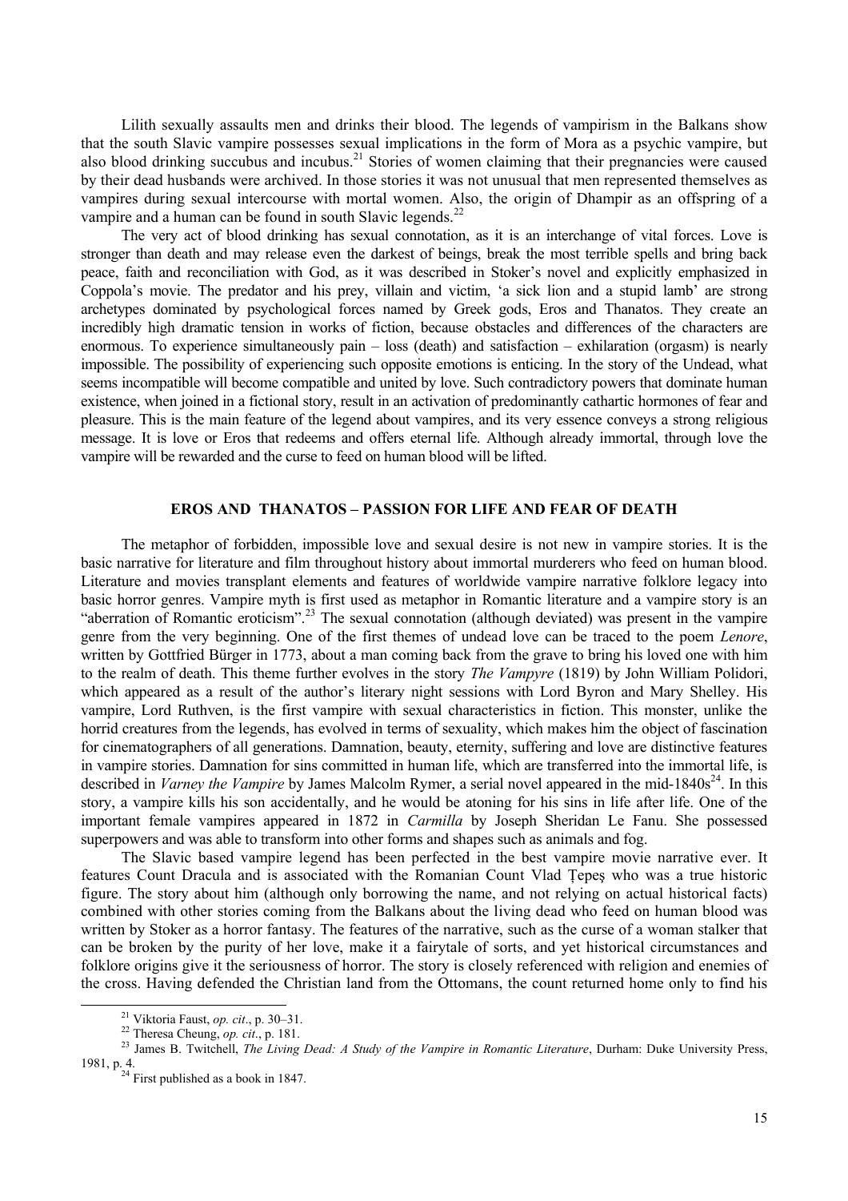Lilith sexually assaults men and drinks their blood. The legends of vampirism in the Balkans show that the south Slavic vampire possesses sexual implications in the form of Mora as a psychic vampire, but also blood drinking succubus and incubus.[21] Stories of women claiming that their pregnancies were caused by their dead husbands were archived. In those stories it was not unusual that men represented themselves as vampires during sexual intercourse with mortal women. Also, the origin of Dhampir as an offspring of a vampire and a human can be found in south Slavic legends.[22]

The very act of blood drinking has sexual connotation, as it is an interchange of vital forces. Love is stronger than death and may release even the darkest of beings, break the most terrible spells and bring back peace, faith and reconciliation with God, as it was described in Stoker's novel and explicitly emphasized in Coppola's movie. The predator and his prey, villain and victim, 'a sick lion and a stupid lamb' are strong archetypes dominated by psychological forces named by Greek gods, Eros and Thanatos. They create an incredibly high dramatic tension in works of fiction, because obstacles and differences of the characters are enormous. To experience simultaneously pain – loss (death) and satisfaction – exhilaration (orgasm) is nearly impossible. The possibility of experiencing such two opposite emotions is enticing. In the story of the Undead, what seems incompatible will become compatible and united by love. Such contradictory powers that dominate human existence, when joined in a fictional story, result in an activation of predominantly cathartic hormones of fear and pleasure. This is the main feature of the legend about vampires, and its very essence conveys a strong religious message. It is love or Eros that redeems and offers eternal life. Although already immortal, through love the vampire will be rewarded and the curse to feed on human blood will be lifted.

## EROS AND THANATOS – PASSION FOR LIFE AND FEAR OF DEATH

The metaphor of forbidden, impossible love and sexual desire is not new in vampire stories. It is the basic narrative for literature and film throughout history about immortal murderers who feed on human blood. Literature and movies transplant elements and features of worldwide vampire narrative folklore legacy into basic horror genres. Vampire myth is first used as metaphor in Romantic literature and a vampire story is an "aberration of Romantic eroticism".[23] The sexual connotation (although deviated) was present in the vampire genre from the very beginning. One of the first themes of undead love can be traced to the poem *Lenore*, written by Gottfried Bürger in 1773, about a man coming back from the grave to bring his loved one with him to the realm of death. This theme further evolves in the story *The Vampyre* (1819) by John William Polidori, which appeared as a result of the author's literary night sessions with Lord Byron and Mary Shelley. His vampire, Lord Ruthven, is the first vampire with sexual characteristics in fiction. This monster, unlike the horrid creatures from the legends, has evolved in terms of sexuality, which makes him the object of fascination for cinematographers of all generations. Damnation, beauty, eternity, suffering and love are distinctive features in vampire stories. Damnation for sins committed in human life, which are transferred into the immortal life, is described in *Varney the Vampire* by James Malcolm Rymer, a serial novel appeared in the mid-1840s[24]. In this story, a vampire kills his son accidentally, and he would be atoning for his sins in life after life. One of the important female vampires appeared in 1872 in *Carmilla* by Joseph Sheridan Le Fanu. She possessed superpowers and was able to transform into other forms and shapes such as animals and fog.

The Slavic based vampire legend has been perfected in the best vampire movie narrative ever. It features Count Dracula and is associated with the Romanian Count Vlad Țepeș who was a true historic figure. The story about him (although only borrowing the name, and not relying on actual historical facts) combined with other stories coming from the Balkans about the living dead who feed on human blood was written by Stoker as a horror fantasy. The features of the narrative, such as the curse of a woman stalker that can be broken by the purity of her love, make it a fairytale of sorts, and yet historical circumstances and folklore origins give it the seriousness of horror. The story is closely referenced with religion and enemies of the cross. Having defended the Christian land from the Ottomans, the count returned home only to find his

---

[21] Viktoria Faust, *op. cit*., p. 30–31.

[22] Theresa Cheung, *op. cit*., p. 181.

[23] James B. Twitchell, *The Living Dead: A Study of the Vampire in Romantic Literature*, Durham: Duke University Press, 1981, p. 4.

[24] First published as a book in 1847.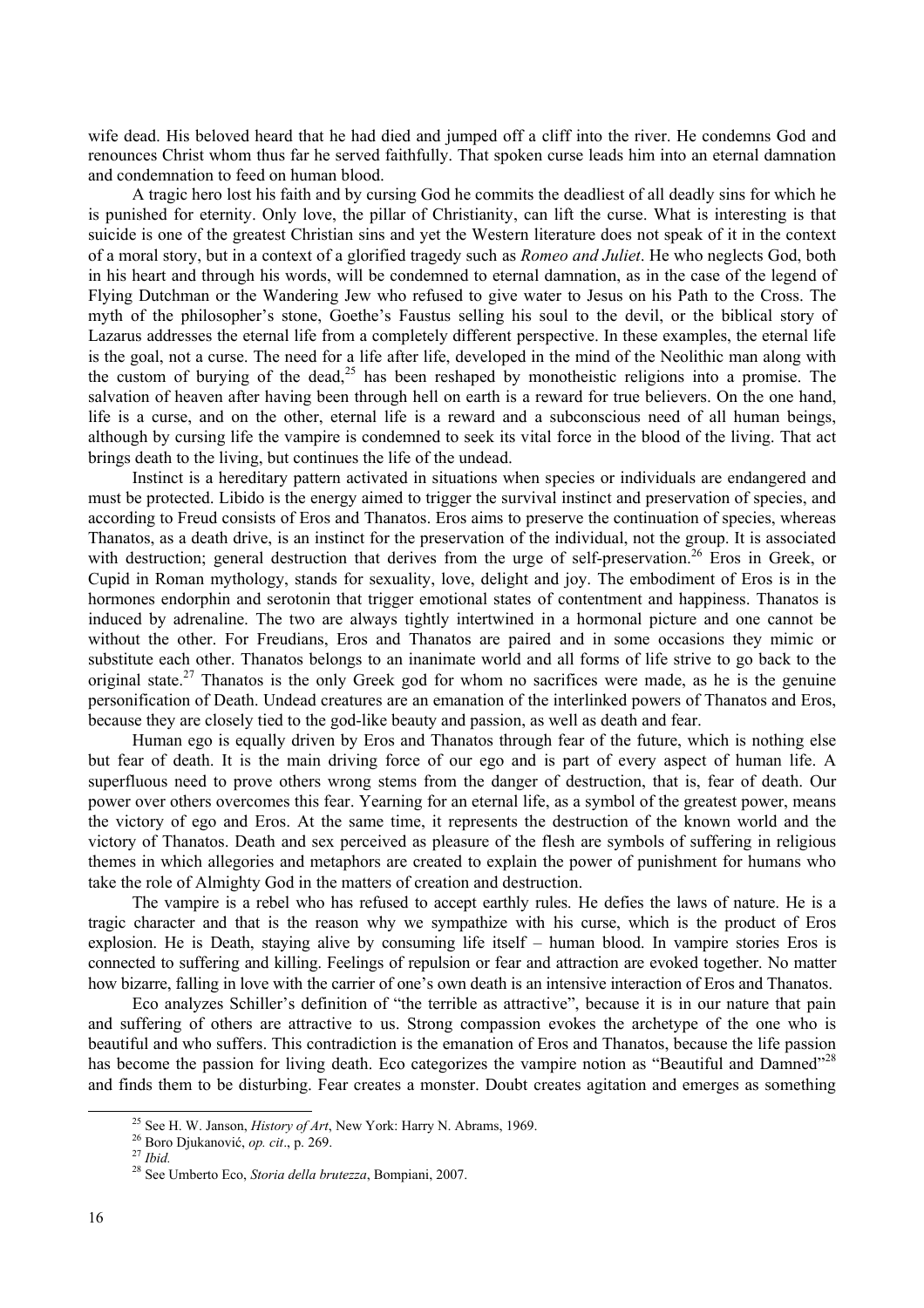wife dead. His beloved heard that he had died and jumped off a cliff into the river. He condemns God and renounces Christ whom thus far he served faithfully. That spoken curse leads him into an eternal damnation and condemnation to feed on human blood.

A tragic hero lost his faith and by cursing God he commits the deadliest of all deadly sins for which he is punished for eternity. Only love, the pillar of Christianity, can lift the curse. What is interesting is that suicide is one of the greatest Christian sins and yet the Western literature does not speak of it in the context of a moral story, but in a context of a glorified tragedy such as *Romeo and Juliet*. He who neglects God, both in his heart and through his words, will be condemned to eternal damnation, as in the case of the legend of Flying Dutchman or the Wandering Jew who refused to give water to Jesus on his Path to the Cross. The myth of the philosopher's stone, Goethe's Faustus selling his soul to the devil, or the biblical story of Lazarus addresses the eternal life from a completely different perspective. In these examples, the eternal life is the goal, not a curse. The need for a life after life, developed in the mind of the Neolithic man along with the custom of burying of the dead,[25] has been reshaped by monotheistic religions into a promise. The salvation of heaven after having been through hell on earth is a reward for true believers. On the one hand, life is a curse, and on the other, eternal life is a reward and a subconscious need of all human beings, although by cursing life the vampire is condemned to seek its vital force in the blood of the living. That act brings death to the living, but continues the life of the undead.

Instinct is a hereditary pattern activated in situations when species or individuals are endangered and must be protected. Libido is the energy aimed to trigger the survival instinct and preservation of species, and according to Freud consists of Eros and Thanatos. Eros aims to preserve the continuation of species, whereas Thanatos, as a death drive, is an instinct for the preservation of the individual, not the group. It is associated with destruction; general destruction that derives from the urge of self-preservation.[26] Eros in Greek, or Cupid in Roman mythology, stands for sexuality, love, delight and joy. The embodiment of Eros is in the hormones endorphin and serotonin that trigger emotional states of contentment and happiness. Thanatos is induced by adrenaline. The two are always tightly intertwined in a hormonal picture and one cannot be without the other. For Freudians, Eros and Thanatos are paired and in some occasions they mimic or substitute each other. Thanatos belongs to an inanimate world and all forms of life strive to go back to the original state.[27] Thanatos is the only Greek god for whom no sacrifices were made, as he is the genuine personification of Death. Undead creatures are an emanation of the interlinked powers of Thanatos and Eros, because they are closely tied to the god-like beauty and passion, as well as death and fear.

Human ego is equally driven by Eros and Thanatos through fear of the future, which is nothing else but fear of death. It is the main driving force of our ego and is part of every aspect of human life. A superfluous need to prove others wrong stems from the danger of destruction, that is, fear of death. Our power over others overcomes this fear. Yearning for an eternal life, as a symbol of the greatest power, means the victory of ego and Eros. At the same time, it represents the destruction of the known world and the victory of Thanatos. Death and sex perceived as pleasure of the flesh are symbols of suffering in religious themes in which allegories and metaphors are created to explain the power of punishment for humans who take the role of Almighty God in the matters of creation and destruction.

The vampire is a rebel who has refused to accept earthly rules. He defies the laws of nature. He is a tragic character and that is the reason why we sympathize with his curse, which is the product of Eros explosion. He is Death, staying alive by consuming life itself – human blood. In vampire stories Eros is connected to suffering and killing. Feelings of repulsion or fear and attraction are evoked together. No matter how bizarre, falling in love with the carrier of one's own death is an intensive interaction of Eros and Thanatos.

Eco analyzes Schiller's definition of "the terrible as attractive", because it is in our nature that pain and suffering of others are attractive to us. Strong compassion evokes the archetype of the one who is beautiful and who suffers. This contradiction is the emanation of Eros and Thanatos, because the life passion has become the passion for living death. Eco categorizes the vampire notion as "Beautiful and Damned"[28] and finds them to be disturbing. Fear creates a monster. Doubt creates agitation and emerges as something

---

[25] See H. W. Janson, *History of Art*, New York: Harry N. Abrams, 1969.

[26] Boro Djukanović, *op. cit*., p. 269.

[27] *Ibid.*

[28] See Umberto Eco, *Storia della brutezza*, Bompiani, 2007.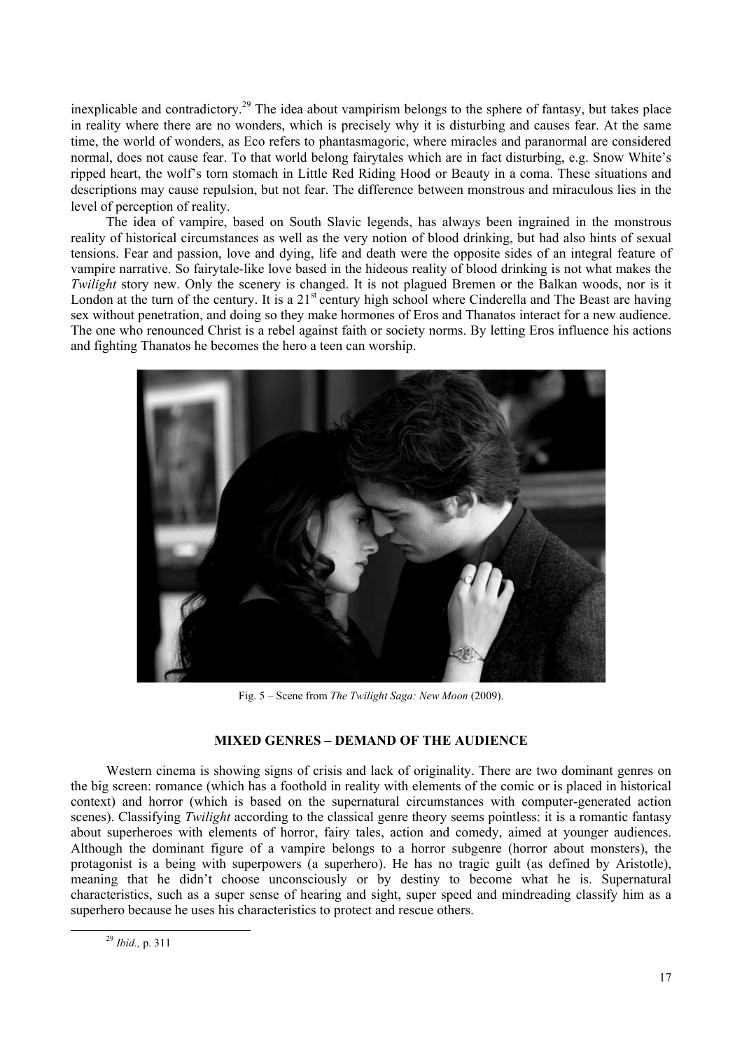inexplicable and contradictory.[29] The idea about vampirism belongs to the sphere of fantasy, but takes place in reality where there are no wonders, which is precisely why it is disturbing and causes fear. At the same time, the world of wonders, as Eco refers to phantasmagoric, where miracles and paranormal are considered normal, does not cause fear. To that world belong fairytales which are in fact disturbing, e.g. Snow White's ripped heart, the wolf's torn stomach in Little Red Riding Hood or Beauty in a coma. These situations and descriptions may cause repulsion, but not fear. The difference between monstrous and miraculous lies in the level of perception of reality.

The idea of vampire, based on South Slavic legends, has always been ingrained in the monstrous reality of historical circumstances as well as the very notion of blood drinking, but had also hints of sexual tensions. Fear and passion, love and dying, life and death were the opposite sides of an integral feature of vampire narrative. So fairytale-like love based in the hideous reality of blood drinking is not what makes the *Twilight* story new. Only the scenery is changed. It is not plagued Bremen or the Balkan woods, nor is it London at the turn of the century. It is a 21st century high school where Cinderella and The Beast are having sex without penetration, and doing so they make hormones of Eros and Thanatos interact for a new audience. The one who renounced Christ is a rebel against faith or society norms. By letting Eros influence his actions and fighting Thanatos he becomes the hero a teen can worship.

Fig. 5 – Scene from *The Twilight Saga: New Moon* (2009).

## MIXED GENRES – DEMAND OF THE AUDIENCE

Western cinema is showing signs of crisis and lack of originality. There are two dominant genres on the big screen: romance (which has a foothold in reality with elements of the comic or is placed in historical context) and horror (which is based on the supernatural circumstances with computer-generated action scenes). Classifying *Twilight* according to the classical genre theory seems pointless: it is a romantic fantasy about superheroes with elements of horror, fairy tales, action and comedy, aimed at younger audiences. Although the dominant figure of a vampire belongs to a horror subgenre (horror about monsters), the protagonist is a being with superpowers (a superhero). He has no tragic guilt (as defined by Aristotle), meaning that he didn't choose unconsciously or by destiny to become what he is. Supernatural characteristics, such as a super sense of hearing and sight, super speed and mindreading classify him as a superhero because he uses his characteristics to protect and rescue others.

[29] *Ibid.,* p. 311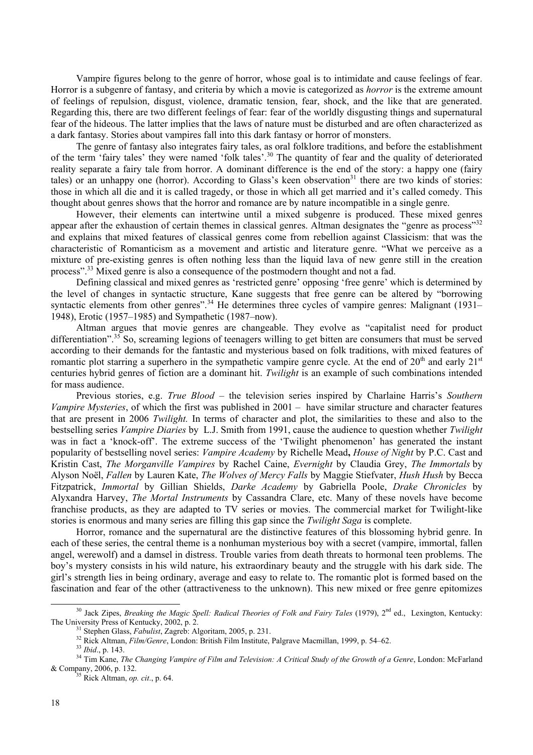Vampire figures belong to the genre of horror, whose goal is to intimidate and cause feelings of fear. Horror is a subgenre of fantasy, and criteria by which a movie is categorized as *horror* is the extreme amount of feelings of repulsion, disgust, violence, dramatic tension, fear, shock, and the like that are generated. Regarding this, there are two different feelings of fear: fear of the worldly disgusting things and supernatural fear of the hideous. The latter implies that the laws of nature must be disturbed and are often characterized as a dark fantasy. Stories about vampires fall into this dark fantasy or horror of monsters.

The genre of fantasy also integrates fairy tales, as oral folklore traditions, and before the establishment of the term 'fairy tales' they were named 'folk tales'.[30] The quantity of fear and the quality of deteriorated reality separate a fairy tale from horror. A dominant difference is the end of the story: a happy one (fairy tales) or an unhappy one (horror). According to Glass's keen observation[31] there are two kinds of stories: those in which all die and it is called tragedy, or those in which all get married and it's called comedy. This thought about genres shows that the horror and romance are by nature incompatible in a single genre.

However, their elements can intertwine until a mixed subgenre is produced. These mixed genres appear after the exhaustion of certain themes in classical genres. Altman designates the "genre as process"[32] and explains that mixed features of classical genres come from rebellion against Classicism: that was the characteristic of Romanticism as a movement and artistic and literature genre. "What we perceive as a mixture of pre-existing genres is often nothing less than the liquid lava of new genre still in the creation process".[33] Mixed genre is also a consequence of the postmodern thought and not a fad.

Defining classical and mixed genres as 'restricted genre' opposing 'free genre' which is determined by the level of changes in syntactic structure, Kane suggests that free genre can be altered by "borrowing syntactic elements from other genres".[34] He determines three cycles of vampire genres: Malignant (1931–1948), Erotic (1957–1985) and Sympathetic (1987–now).

Altman argues that movie genres are changeable. They evolve as "capitalist need for product differentiation".[35] So, screaming legions of teenagers willing to get bitten are consumers that must be served according to their demands for the fantastic and mysterious based on folk traditions, with mixed features of romantic plot starring a superhero in the sympathetic vampire genre cycle. At the end of 20th and early 21st centuries hybrid genres of fiction are a dominant hit. *Twilight* is an example of such combinations intended for mass audience.

Previous stories, e.g. *True Blood* – the television series inspired by Charlaine Harris's *Southern Vampire Mysteries*, of which the first was published in 2001 – have similar structure and character features that are present in 2006 *Twilight.* In terms of character and plot, the similarities to these and also to the bestselling series *Vampire Diaries* by L.J. Smith from 1991, cause the audience to question whether *Twilight* was in fact a 'knock-off'. The extreme success of the 'Twilight phenomenon' has generated the instant popularity of bestselling novel series: *Vampire Academy* by Richelle Mead**,** *House of Night* by P.C. Cast and Kristin Cast, *The Morganville Vampires* by Rachel Caine, *Evernight* by Claudia Grey, *The Immortals* by Alyson Noël, *Fallen* by Lauren Kate, *The Wolves of Mercy Falls* by Maggie Stiefvater, *Hush Hush* by Becca Fitzpatrick, *Immortal* by Gillian Shields, *Darke Academy* by Gabriella Poole, *Drake Chronicles* by Alyxandra Harvey, *The Mortal Instruments* by Cassandra Clare, etc. Many of these novels have become franchise products, as they are adapted to TV series or movies. The commercial market for Twilight-like stories is enormous and many series are filling this gap since the *Twilight Saga* is complete.

Horror, romance and the supernatural are the distinctive features of this blossoming hybrid genre. In each of these series, the central theme is a nonhuman mysterious boy with a secret (vampire, immortal, fallen angel, werewolf) and a damsel in distress. Trouble varies from death threats to hormonal teen problems. The boy's mystery consists in his wild nature, his extraordinary beauty and the struggle with his dark side. The girl's strength lies in being ordinary, average and easy to relate to. The romantic plot is formed based on the fascination and fear of the other (attractiveness to the unknown). This new mixed or free genre epitomizes

---

[30] Jack Zipes, *Breaking the Magic Spell: Radical Theories of Folk and Fairy Tales* (1979), 2nd ed., Lexington, Kentucky: The University Press of Kentucky, 2002, p. 2.

[31] Stephen Glass, *Fabulist*, Zagreb: Algoritam, 2005, p. 231.

[32] Rick Altman, *Film/Genre*, London: British Film Institute, Palgrave Macmillan, 1999, p. 54–62.

[33] *Ibid*., p. 143.

[34] Tim Kane, *The Changing Vampire of Film and Television: A Critical Study of the Growth of a Genre*, London: McFarland & Company, 2006, p. 132.

[35] Rick Altman, *op. cit*., p. 64.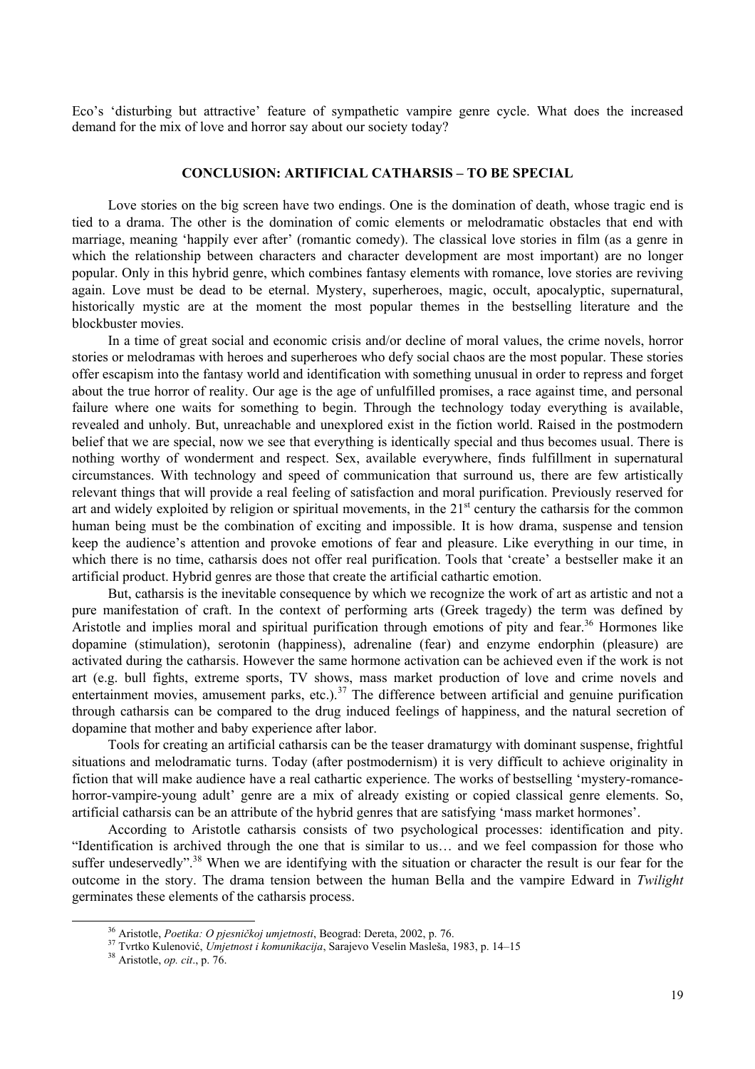Eco's 'disturbing but attractive' feature of sympathetic vampire genre cycle. What does the increased demand for the mix of love and horror say about our society today?

## CONCLUSION: ARTIFICIAL CATHARSIS – TO BE SPECIAL

Love stories on the big screen have two endings. One is the domination of death, whose tragic end is tied to a drama. The other is the domination of comic elements or melodramatic obstacles that end with marriage, meaning 'happily ever after' (romantic comedy). The classical love stories in film (as a genre in which the relationship between characters and character development are most important) are no longer popular. Only in this hybrid genre, which combines fantasy elements with romance, love stories are reviving again. Love must be dead to be eternal. Mystery, superheroes, magic, occult, apocalyptic, supernatural, historically mystic are at the moment the most popular themes in the bestselling literature and the blockbuster movies.

In a time of great social and economic crisis and/or decline of moral values, the crime novels, horror stories or melodramas with heroes and superheroes who defy social chaos are the most popular. These stories offer escapism into the fantasy world and identification with something unusual in order to repress and forget about the true horror of reality. Our age is the age of unfulfilled promises, a race against time, and personal failure where one waits for something to begin. Through the technology today everything is available, revealed and unholy. But, unreachable and unexplored exist in the fiction world. Raised in the postmodern belief that we are special, now we see that everything is identically special and thus becomes usual. There is nothing worthy of wonderment and respect. Sex, available everywhere, finds fulfillment in supernatural circumstances. With technology and speed of communication that surround us, there are few artistically relevant things that will provide a real feeling of satisfaction and moral purification. Previously reserved for art and widely exploited by religion or spiritual movements, in the 21st century the catharsis for the common human being must be the combination of exciting and impossible. It is how drama, suspense and tension keep the audience's attention and provoke emotions of fear and pleasure. Like everything in our time, in which there is no time, catharsis does not offer real purification. Tools that 'create' a bestseller make it an artificial product. Hybrid genres are those that create the artificial cathartic emotion.

But, catharsis is the inevitable consequence by which we recognize the work of art as artistic and not a pure manifestation of craft. In the context of performing arts (Greek tragedy) the term was defined by Aristotle and implies moral and spiritual purification through emotions of pity and fear.[36] Hormones like dopamine (stimulation), serotonin (happiness), adrenaline (fear) and enzyme endorphin (pleasure) are activated during the catharsis. However the same hormone activation can be achieved even if the work is not art (e.g. bull fights, extreme sports, TV shows, mass market production of love and crime novels and entertainment movies, amusement parks, etc.).[37] The difference between artificial and genuine purification through catharsis can be compared to the drug induced feelings of happiness, and the natural secretion of dopamine that mother and baby experience after labor.

Tools for creating an artificial catharsis can be the teaser dramaturgy with dominant suspense, frightful situations and melodramatic turns. Today (after postmodernism) it is very difficult to achieve originality in fiction that will make audience have a real cathartic experience. The works of bestselling 'mystery-romance-horror-vampire-young adult' genre are a mix of already existing or copied classical genre elements. So, artificial catharsis can be an attribute of the hybrid genres that are satisfying 'mass market hormones'.

According to Aristotle catharsis consists of two psychological processes: identification and pity. "Identification is archived through the one that is similar to us… and we feel compassion for those who suffer undeservedly".[38] When we are identifying with the situation or character the result is our fear for the outcome in the story. The drama tension between the human Bella and the vampire Edward in *Twilight* germinates these elements of the catharsis process.

---

[36] Aristotle, *Poetika: O pjesničkoj umjetnosti*, Beograd: Dereta, 2002, p. 76.

[37] Tvrtko Kulenović, *Umjetnost i komunikacija*, Sarajevo Veselin Masleša, 1983, p. 14–15

[38] Aristotle, *op. cit*., p. 76.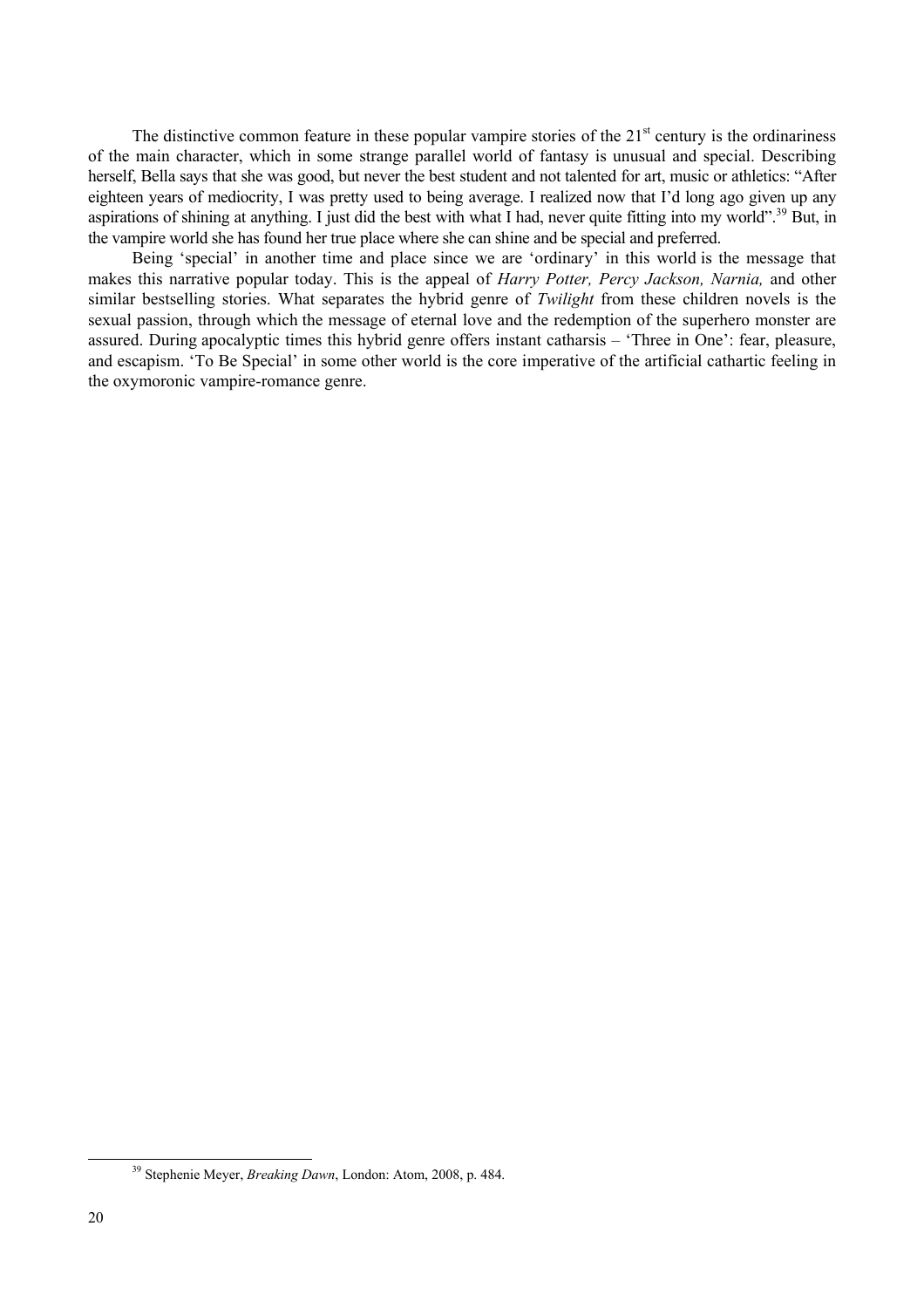The distinctive common feature in these popular vampire stories of the $21^{st}$ century is the ordinariness of the main character, which in some strange parallel world of fantasy is unusual and special. Describing herself, Bella says that she was good, but never the best student and not talented for art, music or athletics: "After eighteen years of mediocrity, I was pretty used to being average. I realized now that I'd long ago given up any aspirations of shining at anything. I just did the best with what I had, never quite fitting into my world".[39] But, in the vampire world she has found her true place where she can shine and be special and preferred.

Being 'special' in another time and place since we are 'ordinary' in this world is the message that makes this narrative popular today. This is the appeal of *Harry Potter, Percy Jackson, Narnia,* and other similar bestselling stories. What separates the hybrid genre of *Twilight* from these children novels is the sexual passion, through which the message of eternal love and the redemption of the superhero monster are assured. During apocalyptic times this hybrid genre offers instant catharsis – 'Three in One': fear, pleasure, and escapism. 'To Be Special' in some other world is the core imperative of the artificial cathartic feeling in the oxymoronic vampire-romance genre.

---

[39] Stephenie Meyer, *Breaking Dawn*, London: Atom, 2008, p. 484.